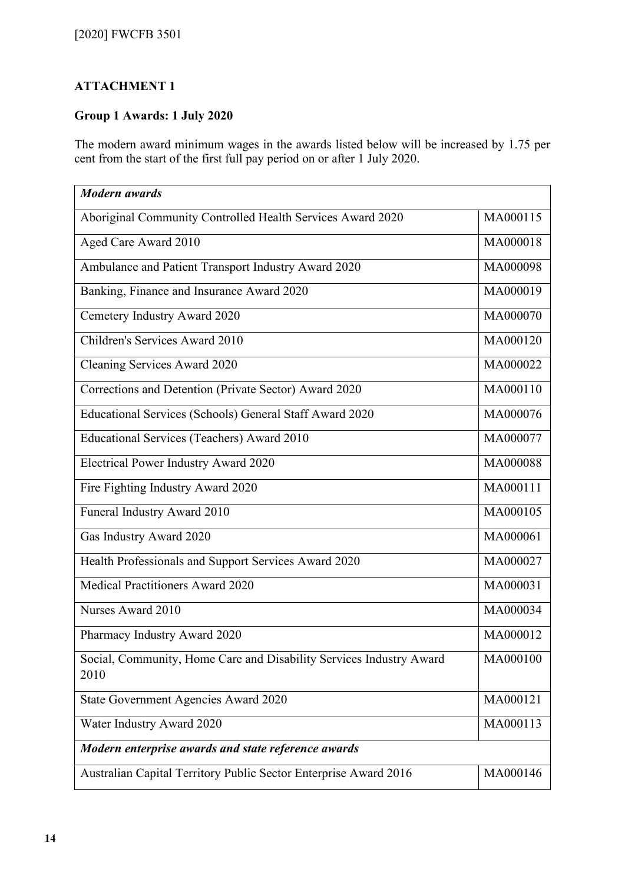## ATTACHMENT 1

### Group 1 Awards: 1 July 2020

The modern award minimum wages in the awards listed below will be increased by 1.75 per cent from the start of the first full pay period on or after 1 July 2020.

| ***Modern awards*** | |
|---|---|
| Aboriginal Community Controlled Health Services Award 2020 | MA000115 |
| Aged Care Award 2010 | MA000018 |
| Ambulance and Patient Transport Industry Award 2020 | MA000098 |
| Banking, Finance and Insurance Award 2020 | MA000019 |
| Cemetery Industry Award 2020 | MA000070 |
| Children's Services Award 2010 | MA000120 |
| Cleaning Services Award 2020 | MA000022 |
| Corrections and Detention (Private Sector) Award 2020 | MA000110 |
| Educational Services (Schools) General Staff Award 2020 | MA000076 |
| Educational Services (Teachers) Award 2010 | MA000077 |
| Electrical Power Industry Award 2020 | MA000088 |
| Fire Fighting Industry Award 2020 | MA000111 |
| Funeral Industry Award 2010 | MA000105 |
| Gas Industry Award 2020 | MA000061 |
| Health Professionals and Support Services Award 2020 | MA000027 |
| Medical Practitioners Award 2020 | MA000031 |
| Nurses Award 2010 | MA000034 |
| Pharmacy Industry Award 2020 | MA000012 |
| Social, Community, Home Care and Disability Services Industry Award 2010 | MA000100 |
| State Government Agencies Award 2020 | MA000121 |
| Water Industry Award 2020 | MA000113 |
| ***Modern enterprise awards and state reference awards*** | |
| Australian Capital Territory Public Sector Enterprise Award 2016 | MA000146 |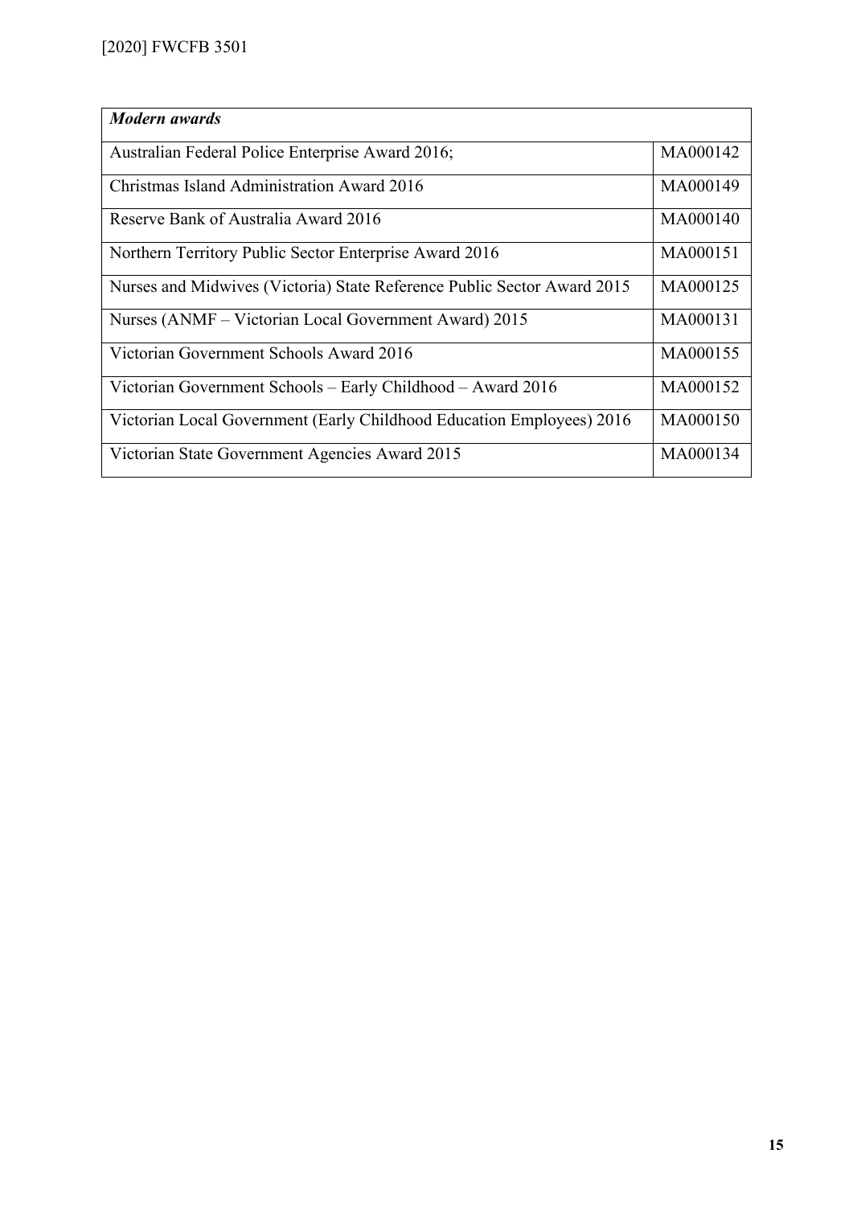| *Modern awards* | |
|---|---|
| Australian Federal Police Enterprise Award 2016; | MA000142 |
| Christmas Island Administration Award 2016 | MA000149 |
| Reserve Bank of Australia Award 2016 | MA000140 |
| Northern Territory Public Sector Enterprise Award 2016 | MA000151 |
| Nurses and Midwives (Victoria) State Reference Public Sector Award 2015 | MA000125 |
| Nurses (ANMF – Victorian Local Government Award) 2015 | MA000131 |
| Victorian Government Schools Award 2016 | MA000155 |
| Victorian Government Schools – Early Childhood – Award 2016 | MA000152 |
| Victorian Local Government (Early Childhood Education Employees) 2016 | MA000150 |
| Victorian State Government Agencies Award 2015 | MA000134 |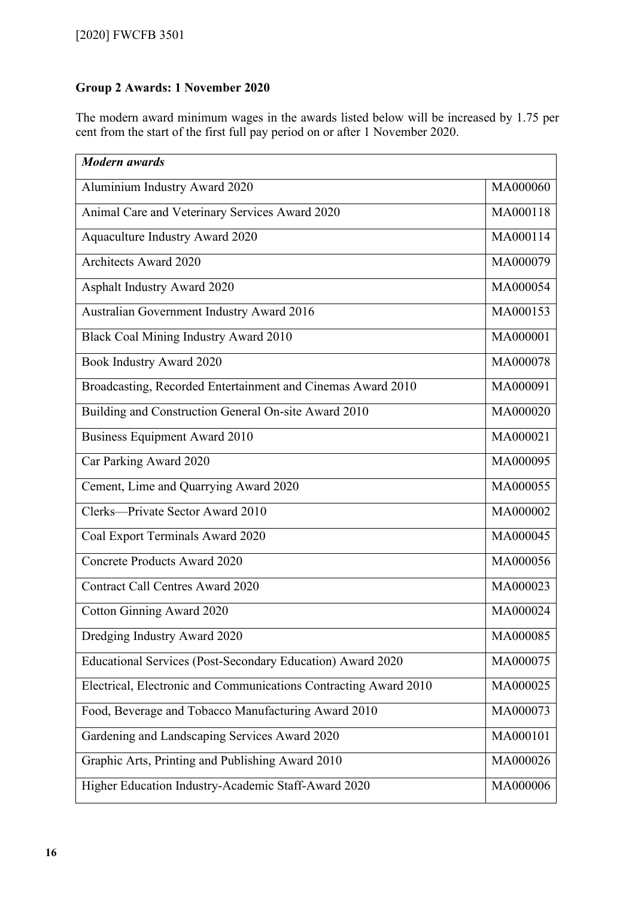**Group 2 Awards: 1 November 2020**

The modern award minimum wages in the awards listed below will be increased by 1.75 per cent from the start of the first full pay period on or after 1 November 2020.

| *Modern awards* | |
|---|---|
| Aluminium Industry Award 2020 | MA000060 |
| Animal Care and Veterinary Services Award 2020 | MA000118 |
| Aquaculture Industry Award 2020 | MA000114 |
| Architects Award 2020 | MA000079 |
| Asphalt Industry Award 2020 | MA000054 |
| Australian Government Industry Award 2016 | MA000153 |
| Black Coal Mining Industry Award 2010 | MA000001 |
| Book Industry Award 2020 | MA000078 |
| Broadcasting, Recorded Entertainment and Cinemas Award 2010 | MA000091 |
| Building and Construction General On-site Award 2010 | MA000020 |
| Business Equipment Award 2010 | MA000021 |
| Car Parking Award 2020 | MA000095 |
| Cement, Lime and Quarrying Award 2020 | MA000055 |
| Clerks—Private Sector Award 2010 | MA000002 |
| Coal Export Terminals Award 2020 | MA000045 |
| Concrete Products Award 2020 | MA000056 |
| Contract Call Centres Award 2020 | MA000023 |
| Cotton Ginning Award 2020 | MA000024 |
| Dredging Industry Award 2020 | MA000085 |
| Educational Services (Post-Secondary Education) Award 2020 | MA000075 |
| Electrical, Electronic and Communications Contracting Award 2010 | MA000025 |
| Food, Beverage and Tobacco Manufacturing Award 2010 | MA000073 |
| Gardening and Landscaping Services Award 2020 | MA000101 |
| Graphic Arts, Printing and Publishing Award 2010 | MA000026 |
| Higher Education Industry-Academic Staff-Award 2020 | MA000006 |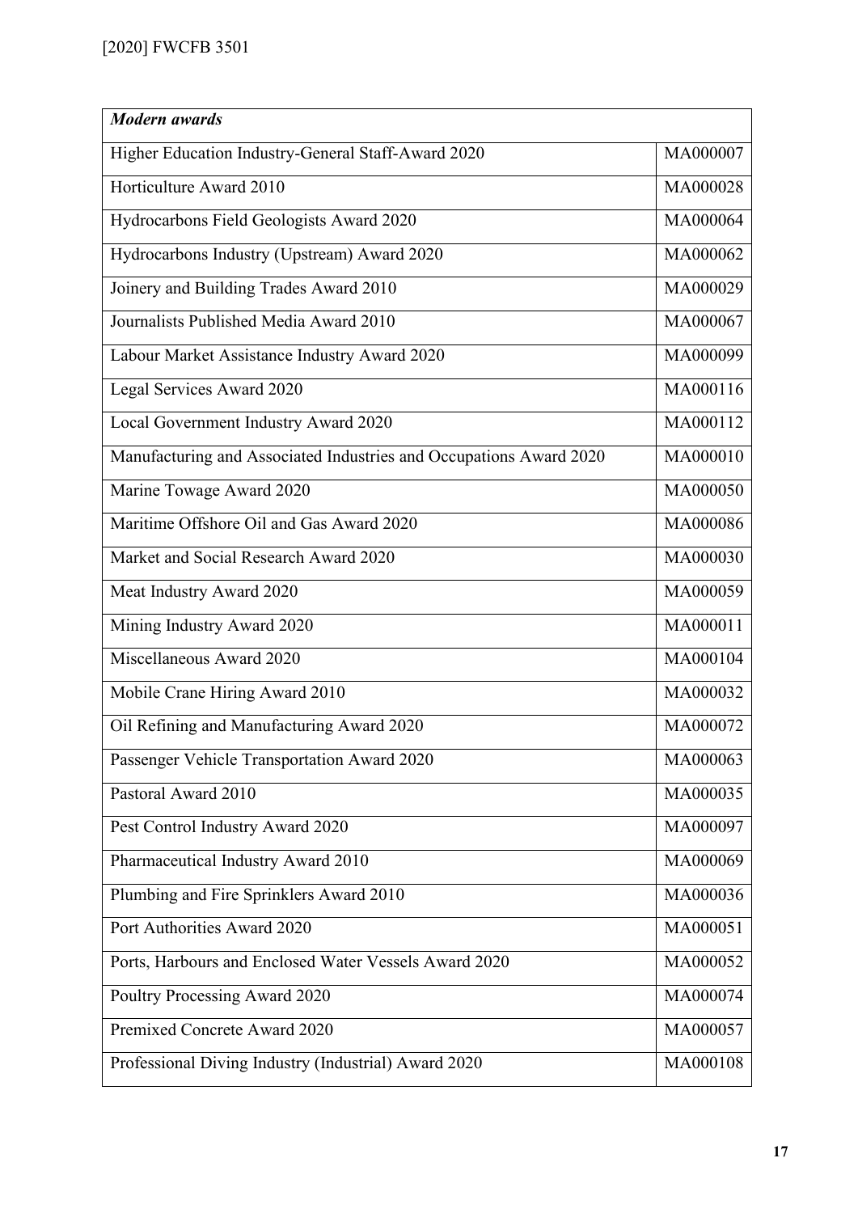| *Modern awards* | |
|---|---|
| Higher Education Industry-General Staff-Award 2020 | MA000007 |
| Horticulture Award 2010 | MA000028 |
| Hydrocarbons Field Geologists Award 2020 | MA000064 |
| Hydrocarbons Industry (Upstream) Award 2020 | MA000062 |
| Joinery and Building Trades Award 2010 | MA000029 |
| Journalists Published Media Award 2010 | MA000067 |
| Labour Market Assistance Industry Award 2020 | MA000099 |
| Legal Services Award 2020 | MA000116 |
| Local Government Industry Award 2020 | MA000112 |
| Manufacturing and Associated Industries and Occupations Award 2020 | MA000010 |
| Marine Towage Award 2020 | MA000050 |
| Maritime Offshore Oil and Gas Award 2020 | MA000086 |
| Market and Social Research Award 2020 | MA000030 |
| Meat Industry Award 2020 | MA000059 |
| Mining Industry Award 2020 | MA000011 |
| Miscellaneous Award 2020 | MA000104 |
| Mobile Crane Hiring Award 2010 | MA000032 |
| Oil Refining and Manufacturing Award 2020 | MA000072 |
| Passenger Vehicle Transportation Award 2020 | MA000063 |
| Pastoral Award 2010 | MA000035 |
| Pest Control Industry Award 2020 | MA000097 |
| Pharmaceutical Industry Award 2010 | MA000069 |
| Plumbing and Fire Sprinklers Award 2010 | MA000036 |
| Port Authorities Award 2020 | MA000051 |
| Ports, Harbours and Enclosed Water Vessels Award 2020 | MA000052 |
| Poultry Processing Award 2020 | MA000074 |
| Premixed Concrete Award 2020 | MA000057 |
| Professional Diving Industry (Industrial) Award 2020 | MA000108 |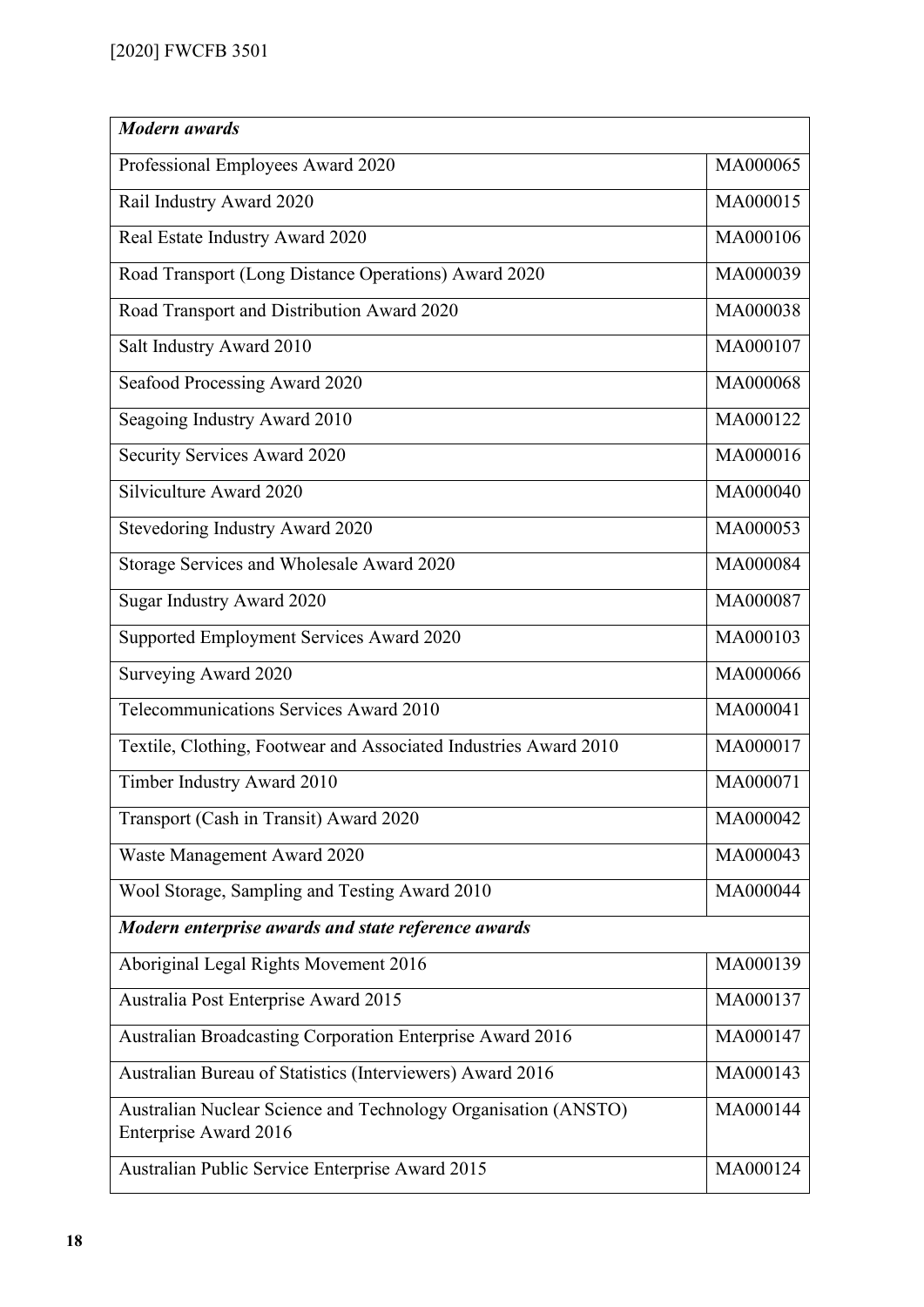| *Modern awards* | |
|---|---|
| Professional Employees Award 2020 | MA000065 |
| Rail Industry Award 2020 | MA000015 |
| Real Estate Industry Award 2020 | MA000106 |
| Road Transport (Long Distance Operations) Award 2020 | MA000039 |
| Road Transport and Distribution Award 2020 | MA000038 |
| Salt Industry Award 2010 | MA000107 |
| Seafood Processing Award 2020 | MA000068 |
| Seagoing Industry Award 2010 | MA000122 |
| Security Services Award 2020 | MA000016 |
| Silviculture Award 2020 | MA000040 |
| Stevedoring Industry Award 2020 | MA000053 |
| Storage Services and Wholesale Award 2020 | MA000084 |
| Sugar Industry Award 2020 | MA000087 |
| Supported Employment Services Award 2020 | MA000103 |
| Surveying Award 2020 | MA000066 |
| Telecommunications Services Award 2010 | MA000041 |
| Textile, Clothing, Footwear and Associated Industries Award 2010 | MA000017 |
| Timber Industry Award 2010 | MA000071 |
| Transport (Cash in Transit) Award 2020 | MA000042 |
| Waste Management Award 2020 | MA000043 |
| Wool Storage, Sampling and Testing Award 2010 | MA000044 |
| ***Modern enterprise awards and state reference awards*** | |
| Aboriginal Legal Rights Movement 2016 | MA000139 |
| Australia Post Enterprise Award 2015 | MA000137 |
| Australian Broadcasting Corporation Enterprise Award 2016 | MA000147 |
| Australian Bureau of Statistics (Interviewers) Award 2016 | MA000143 |
| Australian Nuclear Science and Technology Organisation (ANSTO) Enterprise Award 2016 | MA000144 |
| Australian Public Service Enterprise Award 2015 | MA000124 |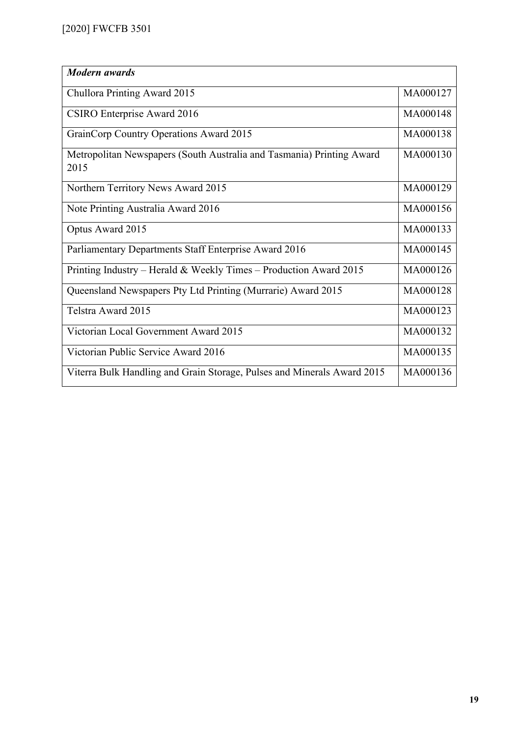| *Modern awards* | |
|---|---|
| Chullora Printing Award 2015 | MA000127 |
| CSIRO Enterprise Award 2016 | MA000148 |
| GrainCorp Country Operations Award 2015 | MA000138 |
| Metropolitan Newspapers (South Australia and Tasmania) Printing Award 2015 | MA000130 |
| Northern Territory News Award 2015 | MA000129 |
| Note Printing Australia Award 2016 | MA000156 |
| Optus Award 2015 | MA000133 |
| Parliamentary Departments Staff Enterprise Award 2016 | MA000145 |
| Printing Industry – Herald & Weekly Times – Production Award 2015 | MA000126 |
| Queensland Newspapers Pty Ltd Printing (Murrarie) Award 2015 | MA000128 |
| Telstra Award 2015 | MA000123 |
| Victorian Local Government Award 2015 | MA000132 |
| Victorian Public Service Award 2016 | MA000135 |
| Viterra Bulk Handling and Grain Storage, Pulses and Minerals Award 2015 | MA000136 |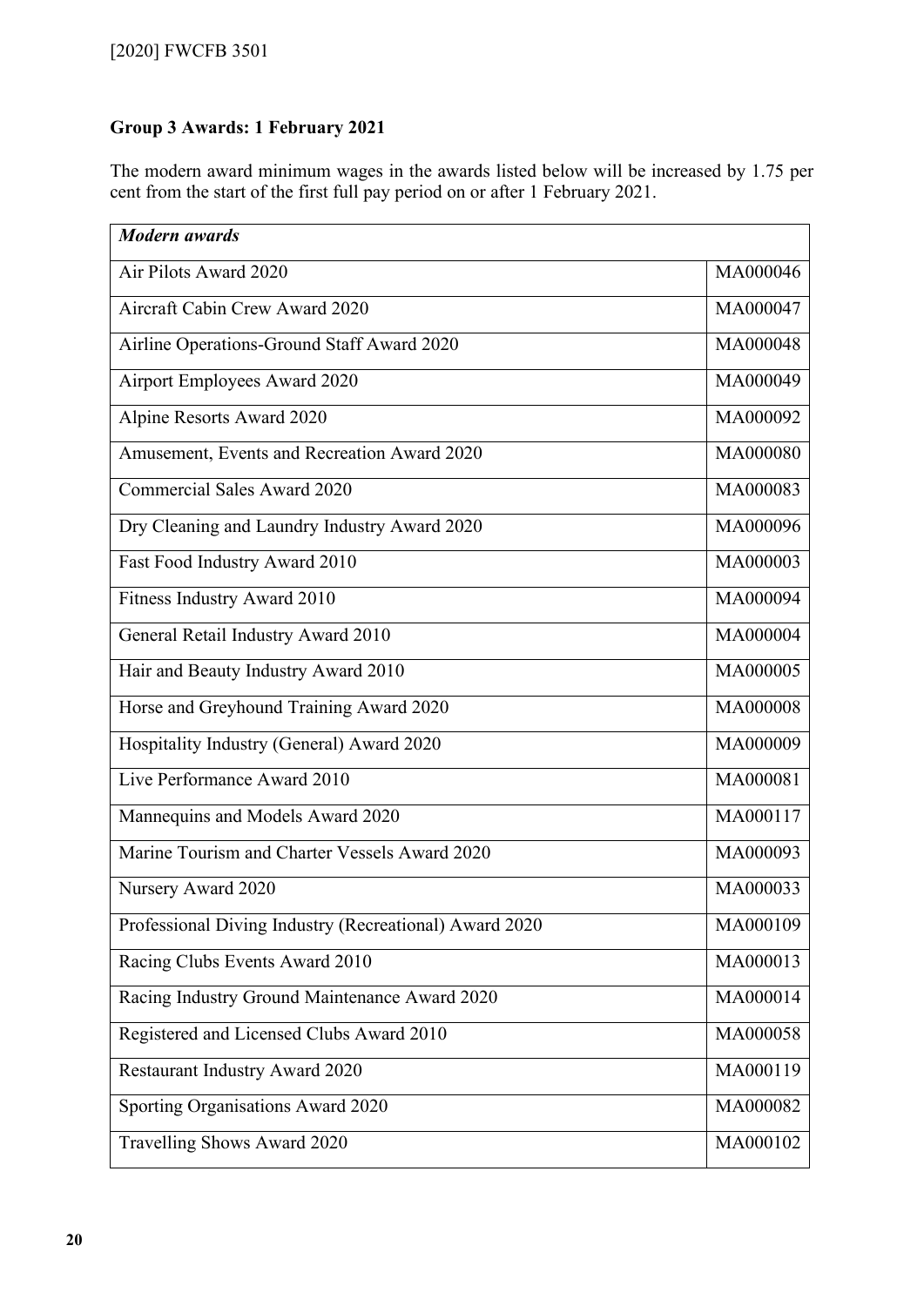**Group 3 Awards: 1 February 2021**

The modern award minimum wages in the awards listed below will be increased by 1.75 per cent from the start of the first full pay period on or after 1 February 2021.

| *Modern awards* | |
|---|---|
| Air Pilots Award 2020 | MA000046 |
| Aircraft Cabin Crew Award 2020 | MA000047 |
| Airline Operations-Ground Staff Award 2020 | MA000048 |
| Airport Employees Award 2020 | MA000049 |
| Alpine Resorts Award 2020 | MA000092 |
| Amusement, Events and Recreation Award 2020 | MA000080 |
| Commercial Sales Award 2020 | MA000083 |
| Dry Cleaning and Laundry Industry Award 2020 | MA000096 |
| Fast Food Industry Award 2010 | MA000003 |
| Fitness Industry Award 2010 | MA000094 |
| General Retail Industry Award 2010 | MA000004 |
| Hair and Beauty Industry Award 2010 | MA000005 |
| Horse and Greyhound Training Award 2020 | MA000008 |
| Hospitality Industry (General) Award 2020 | MA000009 |
| Live Performance Award 2010 | MA000081 |
| Mannequins and Models Award 2020 | MA000117 |
| Marine Tourism and Charter Vessels Award 2020 | MA000093 |
| Nursery Award 2020 | MA000033 |
| Professional Diving Industry (Recreational) Award 2020 | MA000109 |
| Racing Clubs Events Award 2010 | MA000013 |
| Racing Industry Ground Maintenance Award 2020 | MA000014 |
| Registered and Licensed Clubs Award 2010 | MA000058 |
| Restaurant Industry Award 2020 | MA000119 |
| Sporting Organisations Award 2020 | MA000082 |
| Travelling Shows Award 2020 | MA000102 |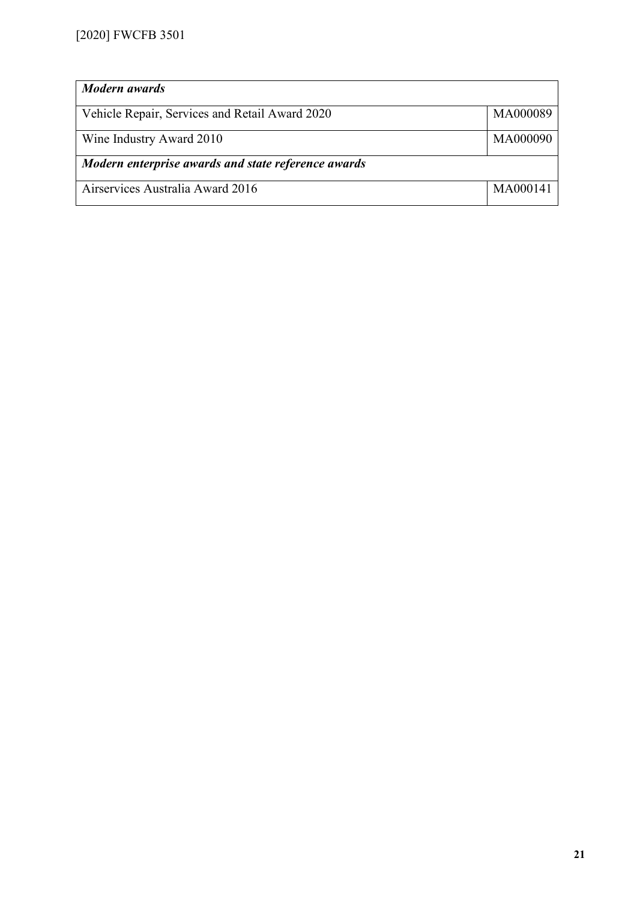| | |
|---|---|
| ***Modern awards*** | |
| Vehicle Repair, Services and Retail Award 2020 | MA000089 |
| Wine Industry Award 2010 | MA000090 |
| ***Modern enterprise awards and state reference awards*** | |
| Airservices Australia Award 2016 | MA000141 |